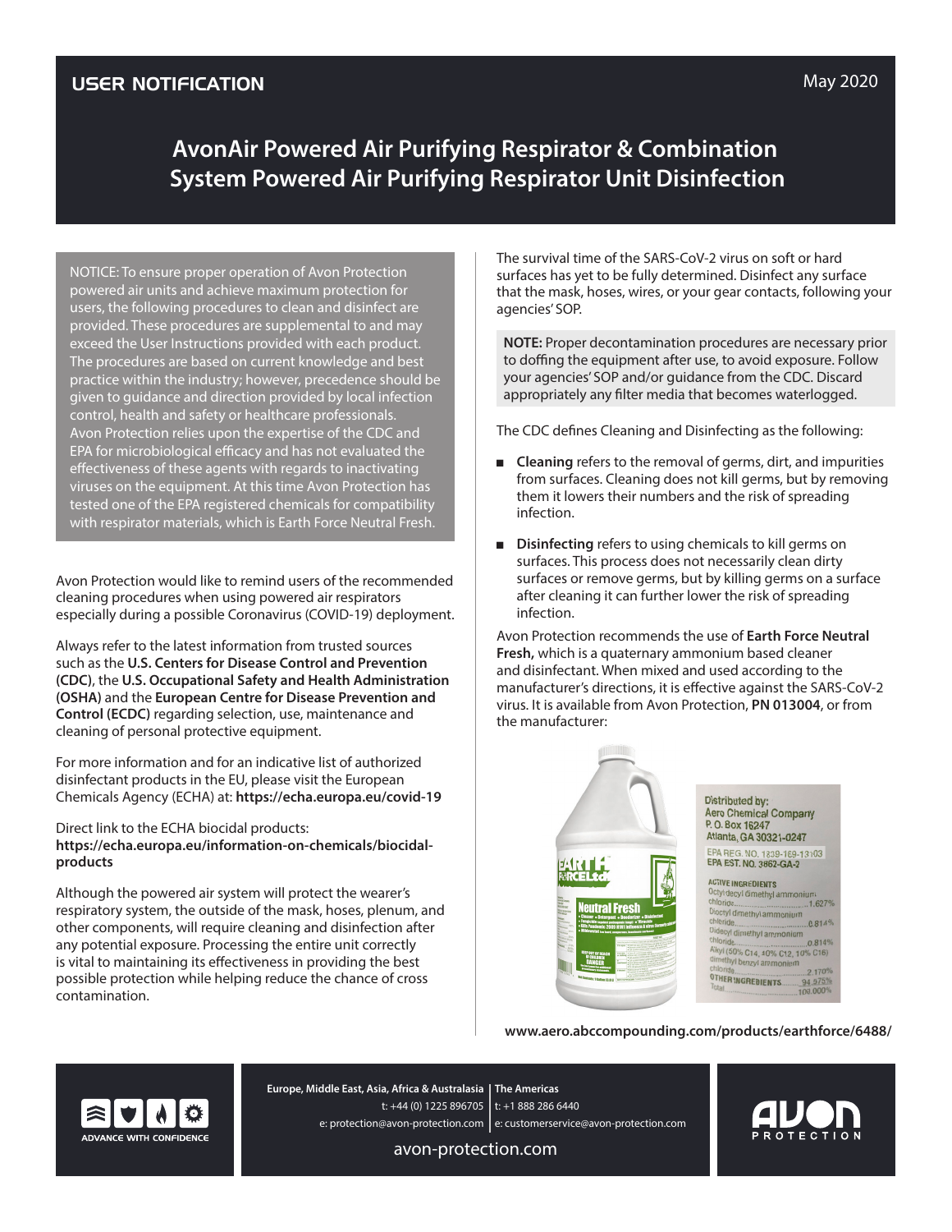USER NOTIFICATION

May 2020

# AvonAir Powered Air Purifying Respirator & Combination System Powered Air Purifying Respirator Unit Disinfection

NOTICE: To ensure proper operation of Avon Protection powered air units and achieve maximum protection for users, the following procedures to clean and disinfect are provided. These procedures are supplemental to and may exceed the User Instructions provided with each product. The procedures are based on current knowledge and best practice within the industry; however, precedence should be given to guidance and direction provided by local infection control, health and safety or healthcare professionals. Avon Protection relies upon the expertise of the CDC and EPA for microbiological efficacy and has not evaluated the effectiveness of these agents with regards to inactivating viruses on the equipment. At this time Avon Protection has tested one of the EPA registered chemicals for compatibility with respirator materials, which is Earth Force Neutral Fresh.

Avon Protection would like to remind users of the recommended cleaning procedures when using powered air respirators especially during a possible Coronavirus (COVID-19) deployment.

Always refer to the latest information from trusted sources such as the **U.S. Centers for Disease Control and Prevention (CDC)**, the **U.S. Occupational Safety and Health Administration (OSHA)** and the **European Centre for Disease Prevention and Control (ECDC)** regarding selection, use, maintenance and cleaning of personal protective equipment.

For more information and for an indicative list of authorized disinfectant products in the EU, please visit the European Chemicals Agency (ECHA) at: **https://echa.europa.eu/covid-19**

Direct link to the ECHA biocidal products:
**https://echa.europa.eu/information-on-chemicals/biocidal-products**

Although the powered air system will protect the wearer's respiratory system, the outside of the mask, hoses, plenum, and other components, will require cleaning and disinfection after any potential exposure. Processing the entire unit correctly is vital to maintaining its effectiveness in providing the best possible protection while helping reduce the chance of cross contamination.

The survival time of the SARS-CoV-2 virus on soft or hard surfaces has yet to be fully determined. Disinfect any surface that the mask, hoses, wires, or your gear contacts, following your agencies' SOP.

**NOTE:** Proper decontamination procedures are necessary prior to doffing the equipment after use, to avoid exposure. Follow your agencies' SOP and/or guidance from the CDC. Discard appropriately any filter media that becomes waterlogged.

The CDC defines Cleaning and Disinfecting as the following:

- **Cleaning** refers to the removal of germs, dirt, and impurities from surfaces. Cleaning does not kill germs, but by removing them it lowers their numbers and the risk of spreading infection.
- **Disinfecting** refers to using chemicals to kill germs on surfaces. This process does not necessarily clean dirty surfaces or remove germs, but by killing germs on a surface after cleaning it can further lower the risk of spreading infection.

Avon Protection recommends the use of **Earth Force Neutral Fresh,** which is a quaternary ammonium based cleaner and disinfectant. When mixed and used according to the manufacturer's directions, it is effective against the SARS-CoV-2 virus. It is available from Avon Protection, **PN 013004**, or from the manufacturer:

Distributed by:
Aero Chemical Company
P. O. Box 16247
Atlanta, GA 30321-0247

EPA REG. NO. 1839-169-13103
EPA EST. NO. 3862-GA-2

ACTIVE INGREDIENTS
Octyl decyl dimethyl ammonium chloride........1.627%
Dioctyl dimethyl ammonium chloride........0.814%
Didecyl dimethyl ammonium chloride........0.814%
Alkyl (50% C14, 40% C12, 10% C16) dimethyl benzyl ammonium chloride........2.170%
OTHER INGREDIENTS........94.575%
Total........100.000%

**www.aero.abccompounding.com/products/earthforce/6488/**

Europe, Middle East, Asia, Africa & Australasia
t: +44 (0) 1225 896705
e: protection@avon-protection.com

The Americas
t: +1 888 286 6440
e: customerservice@avon-protection.com

avon-protection.com

ADVANCE WITH CONFIDENCE

AVON PROTECTION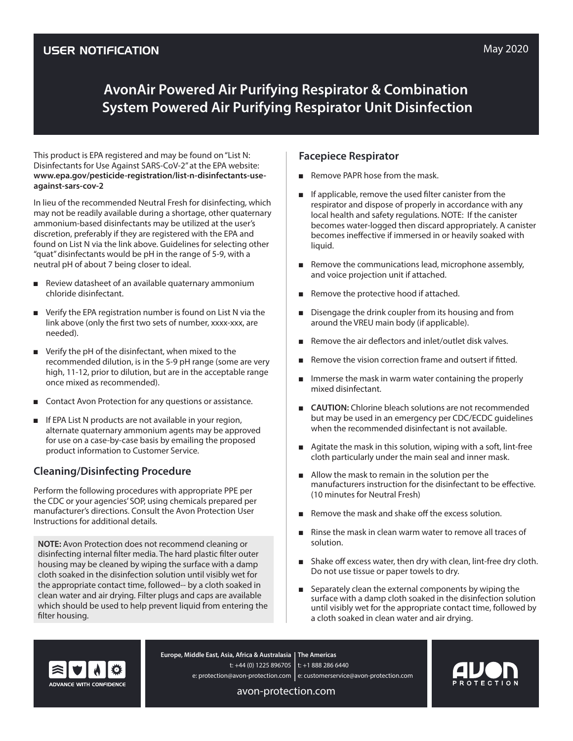USER NOTIFICATION

May 2020

# AvonAir Powered Air Purifying Respirator & Combination System Powered Air Purifying Respirator Unit Disinfection

This product is EPA registered and may be found on "List N: Disinfectants for Use Against SARS-CoV-2" at the EPA website: **www.epa.gov/pesticide-registration/list-n-disinfectants-use-against-sars-cov-2**

In lieu of the recommended Neutral Fresh for disinfecting, which may not be readily available during a shortage, other quaternary ammonium-based disinfectants may be utilized at the user's discretion, preferably if they are registered with the EPA and found on List N via the link above. Guidelines for selecting other "quat" disinfectants would be pH in the range of 5-9, with a neutral pH of about 7 being closer to ideal.

- Review datasheet of an available quaternary ammonium chloride disinfectant.
- Verify the EPA registration number is found on List N via the link above (only the first two sets of number, xxxx-xxx, are needed).
- Verify the pH of the disinfectant, when mixed to the recommended dilution, is in the 5-9 pH range (some are very high, 11-12, prior to dilution, but are in the acceptable range once mixed as recommended).
- Contact Avon Protection for any questions or assistance.
- If EPA List N products are not available in your region, alternate quaternary ammonium agents may be approved for use on a case-by-case basis by emailing the proposed product information to Customer Service.

## Cleaning/Disinfecting Procedure

Perform the following procedures with appropriate PPE per the CDC or your agencies' SOP, using chemicals prepared per manufacturer's directions. Consult the Avon Protection User Instructions for additional details.

**NOTE:** Avon Protection does not recommend cleaning or disinfecting internal filter media. The hard plastic filter outer housing may be cleaned by wiping the surface with a damp cloth soaked in the disinfection solution until visibly wet for the appropriate contact time, followed-- by a cloth soaked in clean water and air drying. Filter plugs and caps are available which should be used to help prevent liquid from entering the filter housing.

## Facepiece Respirator

- Remove PAPR hose from the mask.
- If applicable, remove the used filter canister from the respirator and dispose of properly in accordance with any local health and safety regulations. NOTE: If the canister becomes water-logged then discard appropriately. A canister becomes ineffective if immersed in or heavily soaked with liquid.
- Remove the communications lead, microphone assembly, and voice projection unit if attached.
- Remove the protective hood if attached.
- Disengage the drink coupler from its housing and from around the VREU main body (if applicable).
- Remove the air deflectors and inlet/outlet disk valves.
- Remove the vision correction frame and outsert if fitted.
- Immerse the mask in warm water containing the properly mixed disinfectant.
- **CAUTION:** Chlorine bleach solutions are not recommended but may be used in an emergency per CDC/ECDC guidelines when the recommended disinfectant is not available.
- Agitate the mask in this solution, wiping with a soft, lint-free cloth particularly under the main seal and inner mask.
- Allow the mask to remain in the solution per the manufacturers instruction for the disinfectant to be effective. (10 minutes for Neutral Fresh)
- Remove the mask and shake off the excess solution.
- Rinse the mask in clean warm water to remove all traces of solution.
- Shake off excess water, then dry with clean, lint-free dry cloth. Do not use tissue or paper towels to dry.
- Separately clean the external components by wiping the surface with a damp cloth soaked in the disinfection solution until visibly wet for the appropriate contact time, followed by a cloth soaked in clean water and air drying.

ADVANCE WITH CONFIDENCE

**Europe, Middle East, Asia, Africa & Australasia**
t: +44 (0) 1225 896705
e: protection@avon-protection.com

**The Americas**
t: +1 888 286 6440
e: customerservice@avon-protection.com

avon-protection.com

AVON PROTECTION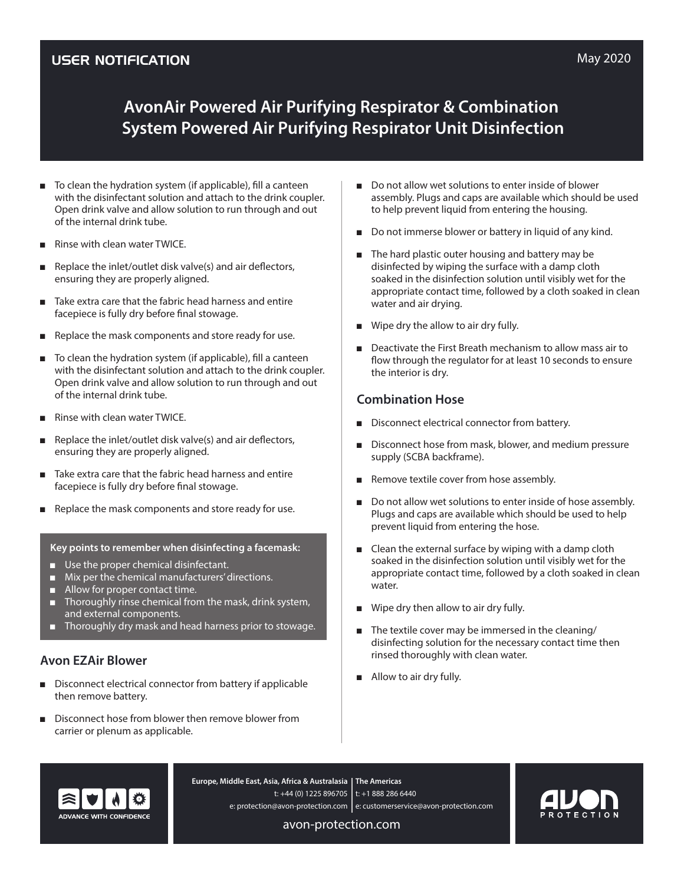USER NOTIFICATION

May 2020

# AvonAir Powered Air Purifying Respirator & Combination System Powered Air Purifying Respirator Unit Disinfection

- To clean the hydration system (if applicable), fill a canteen with the disinfectant solution and attach to the drink coupler. Open drink valve and allow solution to run through and out of the internal drink tube.
- Rinse with clean water TWICE.
- Replace the inlet/outlet disk valve(s) and air deflectors, ensuring they are properly aligned.
- Take extra care that the fabric head harness and entire facepiece is fully dry before final stowage.
- Replace the mask components and store ready for use.
- To clean the hydration system (if applicable), fill a canteen with the disinfectant solution and attach to the drink coupler. Open drink valve and allow solution to run through and out of the internal drink tube.
- Rinse with clean water TWICE.
- Replace the inlet/outlet disk valve(s) and air deflectors, ensuring they are properly aligned.
- Take extra care that the fabric head harness and entire facepiece is fully dry before final stowage.
- Replace the mask components and store ready for use.

**Key points to remember when disinfecting a facemask:**

- Use the proper chemical disinfectant.
- Mix per the chemical manufacturers' directions.
- Allow for proper contact time.
- Thoroughly rinse chemical from the mask, drink system, and external components.
- Thoroughly dry mask and head harness prior to stowage.

## Avon EZAir Blower

- Disconnect electrical connector from battery if applicable then remove battery.
- Disconnect hose from blower then remove blower from carrier or plenum as applicable.
- Do not allow wet solutions to enter inside of blower assembly. Plugs and caps are available which should be used to help prevent liquid from entering the housing.
- Do not immerse blower or battery in liquid of any kind.
- The hard plastic outer housing and battery may be disinfected by wiping the surface with a damp cloth soaked in the disinfection solution until visibly wet for the appropriate contact time, followed by a cloth soaked in clean water and air drying.
- Wipe dry the allow to air dry fully.
- Deactivate the First Breath mechanism to allow mass air to flow through the regulator for at least 10 seconds to ensure the interior is dry.

## Combination Hose

- Disconnect electrical connector from battery.
- Disconnect hose from mask, blower, and medium pressure supply (SCBA backframe).
- Remove textile cover from hose assembly.
- Do not allow wet solutions to enter inside of hose assembly. Plugs and caps are available which should be used to help prevent liquid from entering the hose.
- Clean the external surface by wiping with a damp cloth soaked in the disinfection solution until visibly wet for the appropriate contact time, followed by a cloth soaked in clean water.
- Wipe dry then allow to air dry fully.
- The textile cover may be immersed in the cleaning/disinfecting solution for the necessary contact time then rinsed thoroughly with clean water.
- Allow to air dry fully.

ADVANCE WITH CONFIDENCE

**Europe, Middle East, Asia, Africa & Australasia**
t: +44 (0) 1225 896705
e: protection@avon-protection.com

**The Americas**
t: +1 888 286 6440
e: customerservice@avon-protection.com

avon-protection.com

AVON PROTECTION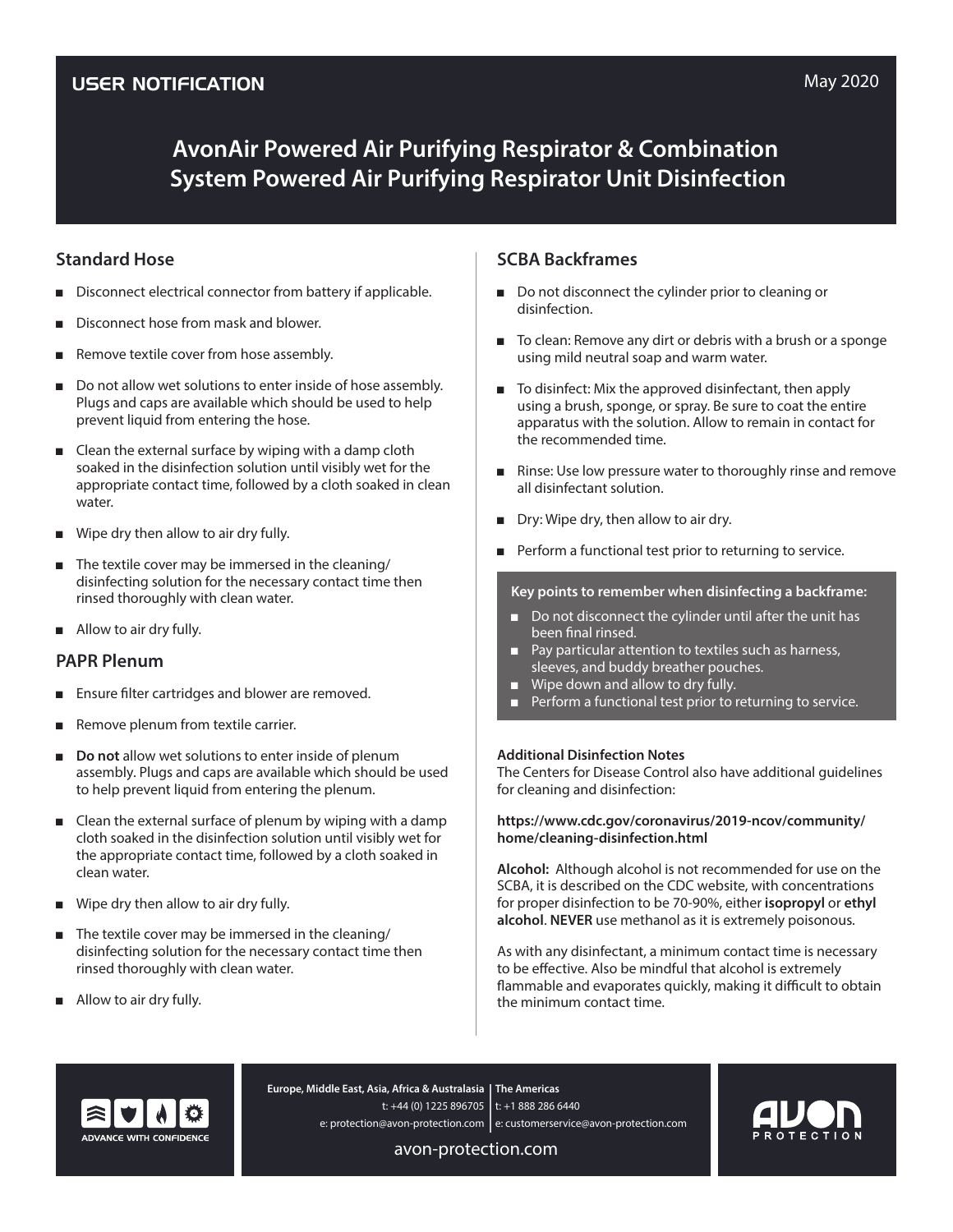USER NOTIFICATION

May 2020

# AvonAir Powered Air Purifying Respirator & Combination System Powered Air Purifying Respirator Unit Disinfection

## Standard Hose

- Disconnect electrical connector from battery if applicable.
- Disconnect hose from mask and blower.
- Remove textile cover from hose assembly.
- Do not allow wet solutions to enter inside of hose assembly. Plugs and caps are available which should be used to help prevent liquid from entering the hose.
- Clean the external surface by wiping with a damp cloth soaked in the disinfection solution until visibly wet for the appropriate contact time, followed by a cloth soaked in clean water.
- Wipe dry then allow to air dry fully.
- The textile cover may be immersed in the cleaning/disinfecting solution for the necessary contact time then rinsed thoroughly with clean water.
- Allow to air dry fully.

## PAPR Plenum

- Ensure filter cartridges and blower are removed.
- Remove plenum from textile carrier.
- **Do not** allow wet solutions to enter inside of plenum assembly. Plugs and caps are available which should be used to help prevent liquid from entering the plenum.
- Clean the external surface of plenum by wiping with a damp cloth soaked in the disinfection solution until visibly wet for the appropriate contact time, followed by a cloth soaked in clean water.
- Wipe dry then allow to air dry fully.
- The textile cover may be immersed in the cleaning/disinfecting solution for the necessary contact time then rinsed thoroughly with clean water.
- Allow to air dry fully.

## SCBA Backframes

- Do not disconnect the cylinder prior to cleaning or disinfection.
- To clean: Remove any dirt or debris with a brush or a sponge using mild neutral soap and warm water.
- To disinfect: Mix the approved disinfectant, then apply using a brush, sponge, or spray. Be sure to coat the entire apparatus with the solution. Allow to remain in contact for the recommended time.
- Rinse: Use low pressure water to thoroughly rinse and remove all disinfectant solution.
- Dry: Wipe dry, then allow to air dry.
- Perform a functional test prior to returning to service.

**Key points to remember when disinfecting a backframe:**

- Do not disconnect the cylinder until after the unit has been final rinsed.
- Pay particular attention to textiles such as harness, sleeves, and buddy breather pouches.
- Wipe down and allow to dry fully.
- Perform a functional test prior to returning to service.

**Additional Disinfection Notes**

The Centers for Disease Control also have additional guidelines for cleaning and disinfection:

**https://www.cdc.gov/coronavirus/2019-ncov/community/home/cleaning-disinfection.html**

**Alcohol:** Although alcohol is not recommended for use on the SCBA, it is described on the CDC website, with concentrations for proper disinfection to be 70-90%, either **isopropyl** or **ethyl alcohol**. **NEVER** use methanol as it is extremely poisonous.

As with any disinfectant, a minimum contact time is necessary to be effective. Also be mindful that alcohol is extremely flammable and evaporates quickly, making it difficult to obtain the minimum contact time.

ADVANCE WITH CONFIDENCE

**Europe, Middle East, Asia, Africa & Australasia**
t: +44 (0) 1225 896705
e: protection@avon-protection.com

**The Americas**
t: +1 888 286 6440
e: customerservice@avon-protection.com

avon-protection.com

AVON PROTECTION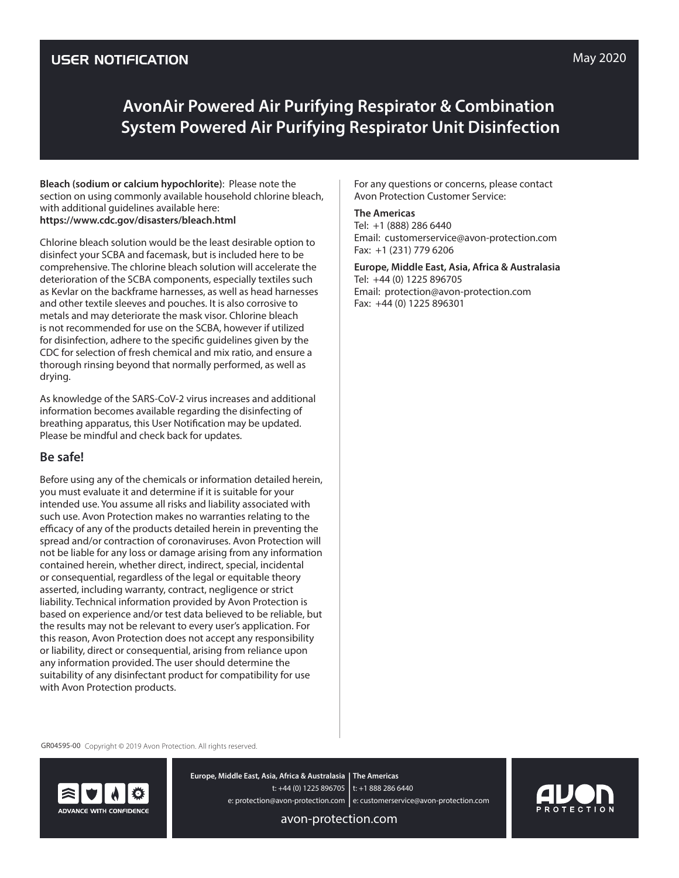**Bleach (sodium or calcium hypochlorite)**: Please note the section on using commonly available household chlorine bleach, with additional guidelines available here: **https://www.cdc.gov/disasters/bleach.html**

Chlorine bleach solution would be the least desirable option to disinfect your SCBA and facemask, but is included here to be comprehensive. The chlorine bleach solution will accelerate the deterioration of the SCBA components, especially textiles such as Kevlar on the backframe harnesses, as well as head harnesses and other textile sleeves and pouches. It is also corrosive to metals and may deteriorate the mask visor. Chlorine bleach is not recommended for use on the SCBA, however if utilized for disinfection, adhere to the specific guidelines given by the CDC for selection of fresh chemical and mix ratio, and ensure a thorough rinsing beyond that normally performed, as well as drying.

As knowledge of the SARS-CoV-2 virus increases and additional information becomes available regarding the disinfecting of breathing apparatus, this User Notification may be updated. Please be mindful and check back for updates.

## Be safe!

Before using any of the chemicals or information detailed herein, you must evaluate it and determine if it is suitable for your intended use. You assume all risks and liability associated with such use. Avon Protection makes no warranties relating to the efficacy of any of the products detailed herein in preventing the spread and/or contraction of coronaviruses. Avon Protection will not be liable for any loss or damage arising from any information contained herein, whether direct, indirect, special, incidental or consequential, regardless of the legal or equitable theory asserted, including warranty, contract, negligence or strict liability. Technical information provided by Avon Protection is based on experience and/or test data believed to be reliable, but the results may not be relevant to every user's application. For this reason, Avon Protection does not accept any responsibility or liability, direct or consequential, arising from reliance upon any information provided. The user should determine the suitability of any disinfectant product for compatibility for use with Avon Protection products.

For any questions or concerns, please contact Avon Protection Customer Service:

**The Americas**
Tel: +1 (888) 286 6440
Email: customerservice@avon-protection.com
Fax: +1 (231) 779 6206

**Europe, Middle East, Asia, Africa & Australasia**
Tel: +44 (0) 1225 896705
Email: protection@avon-protection.com
Fax: +44 (0) 1225 896301